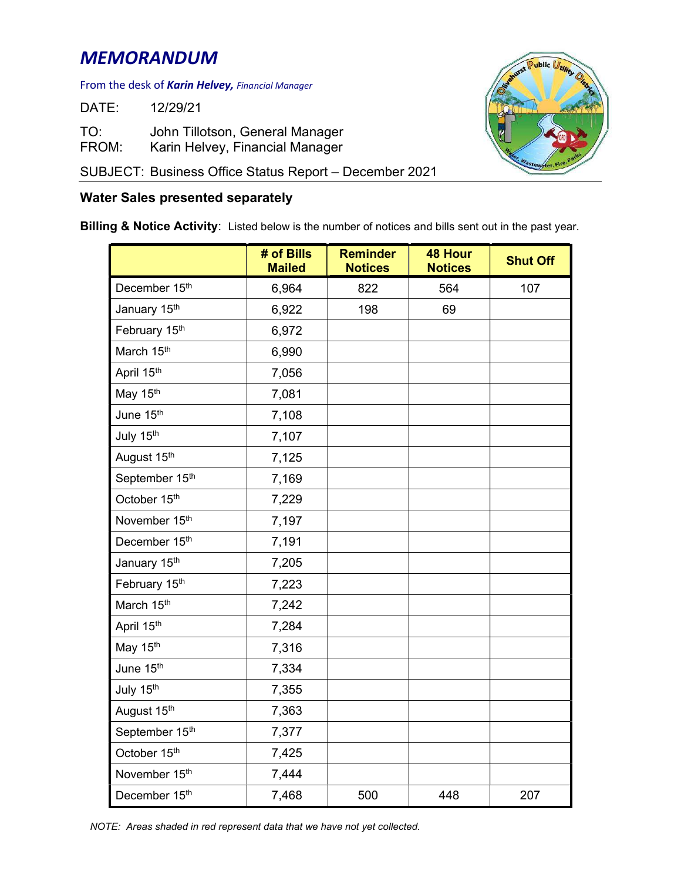# *MEMORANDUM*

From the desk of ***Karin Helvey,*** *Financial Manager*

DATE: 12/29/21

TO: John Tillotson, General Manager
FROM: Karin Helvey, Financial Manager

SUBJECT: Business Office Status Report – December 2021

## Water Sales presented separately

**Billing & Notice Activity**: Listed below is the number of notices and bills sent out in the past year.

| | # of Bills Mailed | Reminder Notices | 48 Hour Notices | Shut Off |
|---|---|---|---|---|
| December 15th | 6,964 | 822 | 564 | 107 |
| January 15th | 6,922 | 198 | 69 | |
| February 15th | 6,972 | | | |
| March 15th | 6,990 | | | |
| April 15th | 7,056 | | | |
| May 15th | 7,081 | | | |
| June 15th | 7,108 | | | |
| July 15th | 7,107 | | | |
| August 15th | 7,125 | | | |
| September 15th | 7,169 | | | |
| October 15th | 7,229 | | | |
| November 15th | 7,197 | | | |
| December 15th | 7,191 | | | |
| January 15th | 7,205 | | | |
| February 15th | 7,223 | | | |
| March 15th | 7,242 | | | |
| April 15th | 7,284 | | | |
| May 15th | 7,316 | | | |
| June 15th | 7,334 | | | |
| July 15th | 7,355 | | | |
| August 15th | 7,363 | | | |
| September 15th | 7,377 | | | |
| October 15th | 7,425 | | | |
| November 15th | 7,444 | | | |
| December 15th | 7,468 | 500 | 448 | 207 |

*NOTE: Areas shaded in red represent data that we have not yet collected.*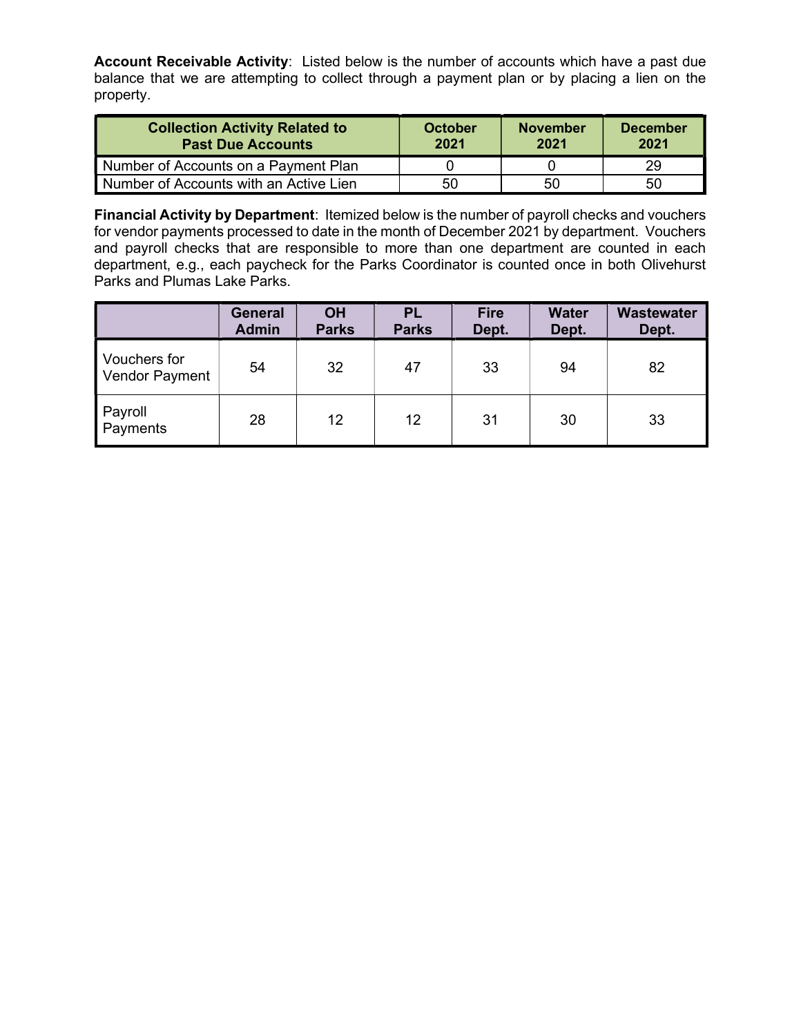**Account Receivable Activity**: Listed below is the number of accounts which have a past due balance that we are attempting to collect through a payment plan or by placing a lien on the property.

| Collection Activity Related to Past Due Accounts | October 2021 | November 2021 | December 2021 |
|---|---|---|---|
| Number of Accounts on a Payment Plan | 0 | 0 | 29 |
| Number of Accounts with an Active Lien | 50 | 50 | 50 |

**Financial Activity by Department**: Itemized below is the number of payroll checks and vouchers for vendor payments processed to date in the month of December 2021 by department. Vouchers and payroll checks that are responsible to more than one department are counted in each department, e.g., each paycheck for the Parks Coordinator is counted once in both Olivehurst Parks and Plumas Lake Parks.

| | General Admin | OH Parks | PL Parks | Fire Dept. | Water Dept. | Wastewater Dept. |
|---|---|---|---|---|---|---|
| Vouchers for Vendor Payment | 54 | 32 | 47 | 33 | 94 | 82 |
| Payroll Payments | 28 | 12 | 12 | 31 | 30 | 33 |